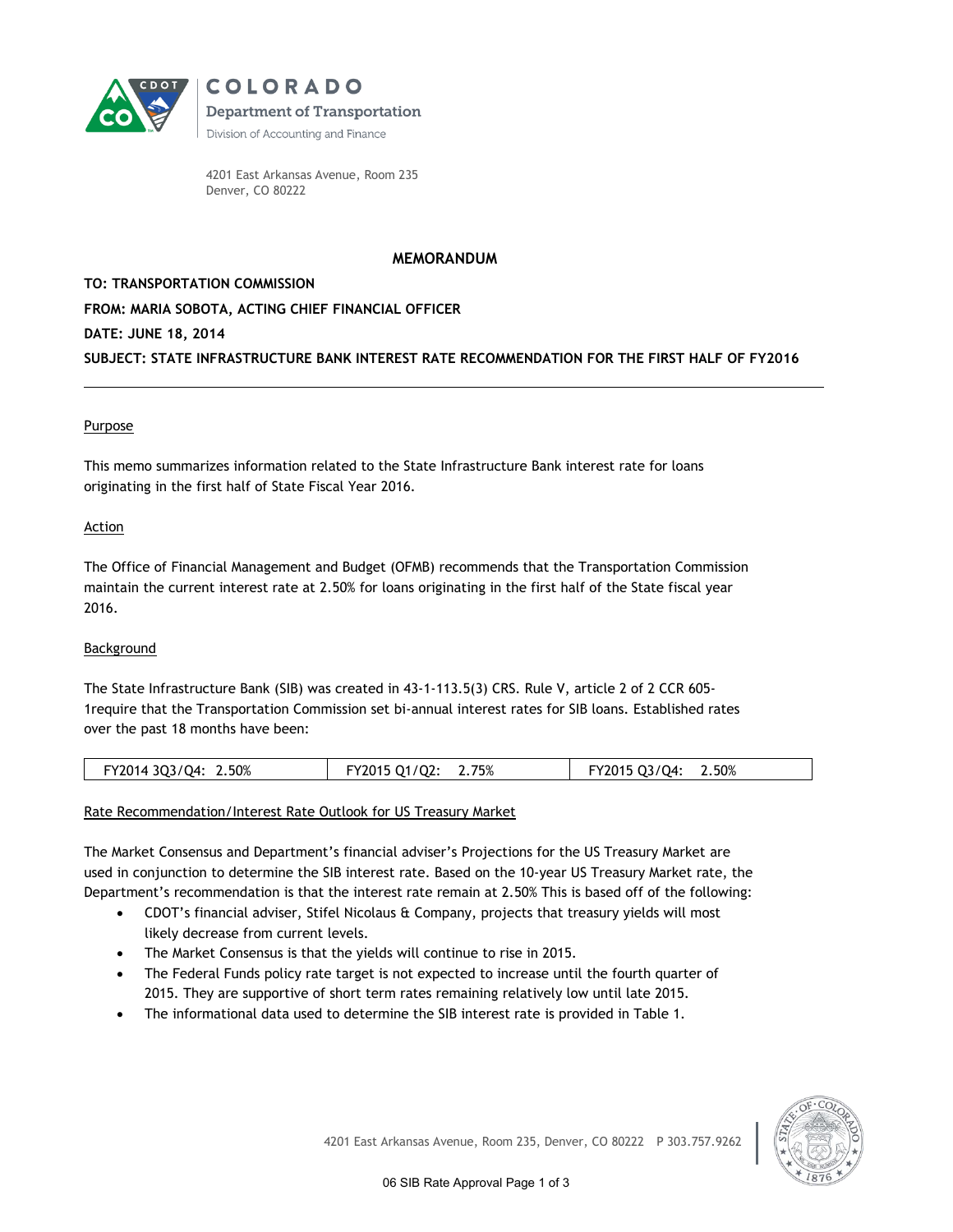COLORADO

Department of Transportation

Division of Accounting and Finance

4201 East Arkansas Avenue, Room 235
Denver, CO 80222

## MEMORANDUM

**TO: TRANSPORTATION COMMISSION**

**FROM: MARIA SOBOTA, ACTING CHIEF FINANCIAL OFFICER**

**DATE: JUNE 18, 2014**

**SUBJECT: STATE INFRASTRUCTURE BANK INTEREST RATE RECOMMENDATION FOR THE FIRST HALF OF FY2016**

---

### Purpose

This memo summarizes information related to the State Infrastructure Bank interest rate for loans originating in the first half of State Fiscal Year 2016.

### Action

The Office of Financial Management and Budget (OFMB) recommends that the Transportation Commission maintain the current interest rate at 2.50% for loans originating in the first half of the State fiscal year 2016.

### Background

The State Infrastructure Bank (SIB) was created in 43-1-113.5(3) CRS. Rule V, article 2 of 2 CCR 605-1require that the Transportation Commission set bi-annual interest rates for SIB loans. Established rates over the past 18 months have been:

| FY2014 3Q3/Q4: 2.50% | FY2015 Q1/Q2: 2.75% | FY2015 Q3/Q4: 2.50% |
|---|---|---|

### Rate Recommendation/Interest Rate Outlook for US Treasury Market

The Market Consensus and Department's financial adviser's Projections for the US Treasury Market are used in conjunction to determine the SIB interest rate. Based on the 10-year US Treasury Market rate, the Department's recommendation is that the interest rate remain at 2.50% This is based off of the following:

- CDOT's financial adviser, Stifel Nicolaus & Company, projects that treasury yields will most likely decrease from current levels.
- The Market Consensus is that the yields will continue to rise in 2015.
- The Federal Funds policy rate target is not expected to increase until the fourth quarter of 2015. They are supportive of short term rates remaining relatively low until late 2015.
- The informational data used to determine the SIB interest rate is provided in Table 1.

4201 East Arkansas Avenue, Room 235, Denver, CO 80222 P 303.757.9262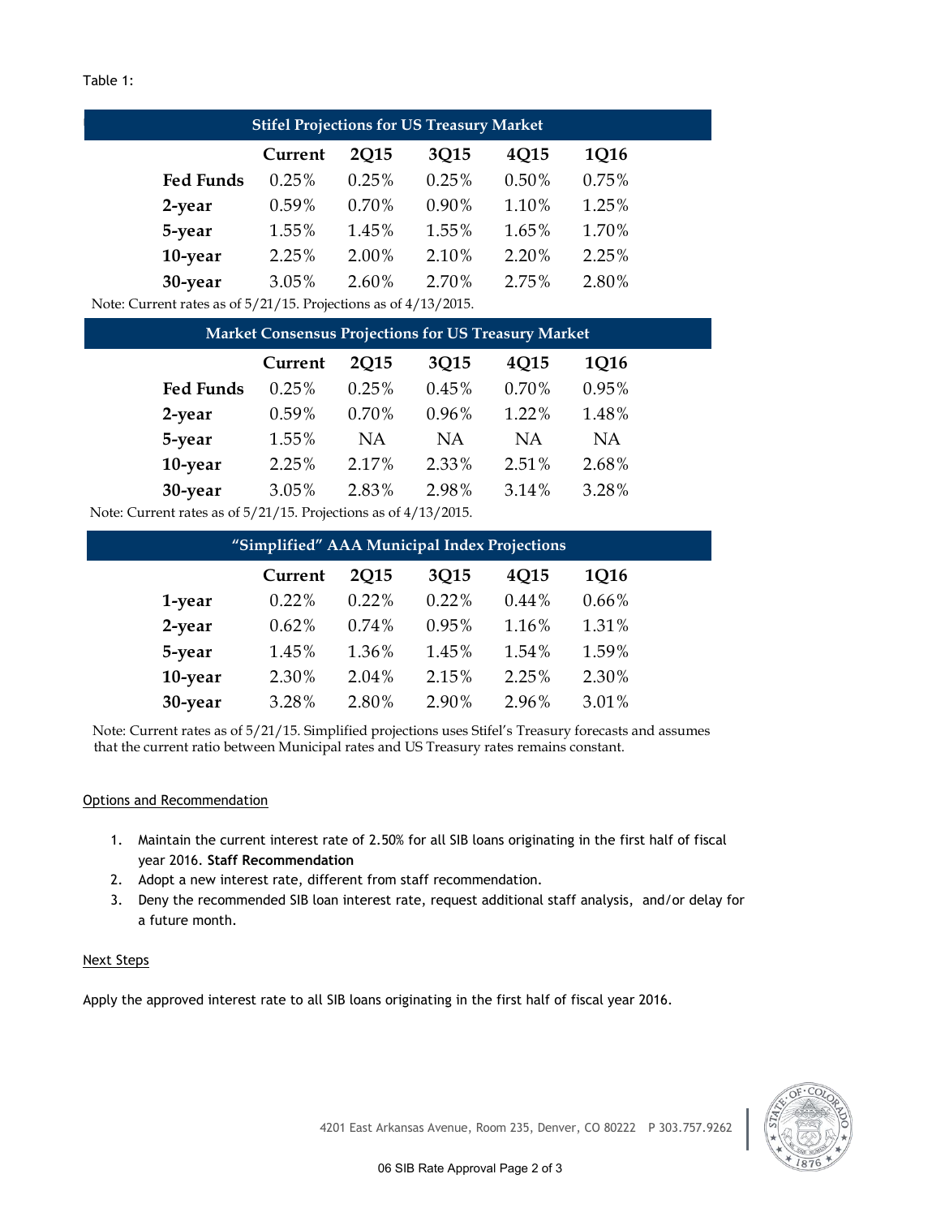Table 1:

| Stifel Projections for US Treasury Market | | | | | |
|---|---|---|---|---|---|
| | Current | 2Q15 | 3Q15 | 4Q15 | 1Q16 |
| Fed Funds | 0.25% | 0.25% | 0.25% | 0.50% | 0.75% |
| 2-year | 0.59% | 0.70% | 0.90% | 1.10% | 1.25% |
| 5-year | 1.55% | 1.45% | 1.55% | 1.65% | 1.70% |
| 10-year | 2.25% | 2.00% | 2.10% | 2.20% | 2.25% |
| 30-year | 3.05% | 2.60% | 2.70% | 2.75% | 2.80% |

Note: Current rates as of 5/21/15. Projections as of 4/13/2015.

| Market Consensus Projections for US Treasury Market | | | | | |
|---|---|---|---|---|---|
| | Current | 2Q15 | 3Q15 | 4Q15 | 1Q16 |
| Fed Funds | 0.25% | 0.25% | 0.45% | 0.70% | 0.95% |
| 2-year | 0.59% | 0.70% | 0.96% | 1.22% | 1.48% |
| 5-year | 1.55% | NA | NA | NA | NA |
| 10-year | 2.25% | 2.17% | 2.33% | 2.51% | 2.68% |
| 30-year | 3.05% | 2.83% | 2.98% | 3.14% | 3.28% |

Note: Current rates as of 5/21/15. Projections as of 4/13/2015.

| "Simplified" AAA Municipal Index Projections | | | | | |
|---|---|---|---|---|---|
| | Current | 2Q15 | 3Q15 | 4Q15 | 1Q16 |
| 1-year | 0.22% | 0.22% | 0.22% | 0.44% | 0.66% |
| 2-year | 0.62% | 0.74% | 0.95% | 1.16% | 1.31% |
| 5-year | 1.45% | 1.36% | 1.45% | 1.54% | 1.59% |
| 10-year | 2.30% | 2.04% | 2.15% | 2.25% | 2.30% |
| 30-year | 3.28% | 2.80% | 2.90% | 2.96% | 3.01% |

Note: Current rates as of 5/21/15. Simplified projections uses Stifel's Treasury forecasts and assumes that the current ratio between Municipal rates and US Treasury rates remains constant.

## Options and Recommendation

1. Maintain the current interest rate of 2.50% for all SIB loans originating in the first half of fiscal year 2016. **Staff Recommendation**
2. Adopt a new interest rate, different from staff recommendation.
3. Deny the recommended SIB loan interest rate, request additional staff analysis, and/or delay for a future month.

## Next Steps

Apply the approved interest rate to all SIB loans originating in the first half of fiscal year 2016.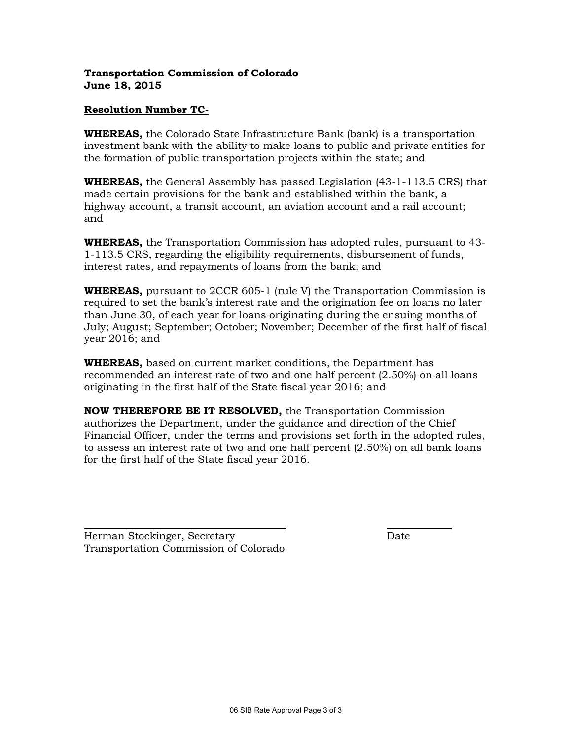**Transportation Commission of Colorado**
**June 18, 2015**

**<u>Resolution Number TC-</u>**

**WHEREAS,** the Colorado State Infrastructure Bank (bank) is a transportation investment bank with the ability to make loans to public and private entities for the formation of public transportation projects within the state; and

**WHEREAS,** the General Assembly has passed Legislation (43-1-113.5 CRS) that made certain provisions for the bank and established within the bank, a highway account, a transit account, an aviation account and a rail account; and

**WHEREAS,** the Transportation Commission has adopted rules, pursuant to 43-1-113.5 CRS, regarding the eligibility requirements, disbursement of funds, interest rates, and repayments of loans from the bank; and

**WHEREAS,** pursuant to 2CCR 605-1 (rule V) the Transportation Commission is required to set the bank's interest rate and the origination fee on loans no later than June 30, of each year for loans originating during the ensuing months of July; August; September; October; November; December of the first half of fiscal year 2016; and

**WHEREAS,** based on current market conditions, the Department has recommended an interest rate of two and one half percent (2.50%) on all loans originating in the first half of the State fiscal year 2016; and

**NOW THEREFORE BE IT RESOLVED,** the Transportation Commission authorizes the Department, under the guidance and direction of the Chief Financial Officer, under the terms and provisions set forth in the adopted rules, to assess an interest rate of two and one half percent (2.50%) on all bank loans for the first half of the State fiscal year 2016.

\_\_\_\_\_\_\_\_\_\_\_\_\_\_\_\_\_\_\_\_\_\_\_\_\_\_\_\_\_\_\_\_ \_\_\_\_\_\_\_\_\_\_\_\_
Herman Stockinger, Secretary Date
Transportation Commission of Colorado